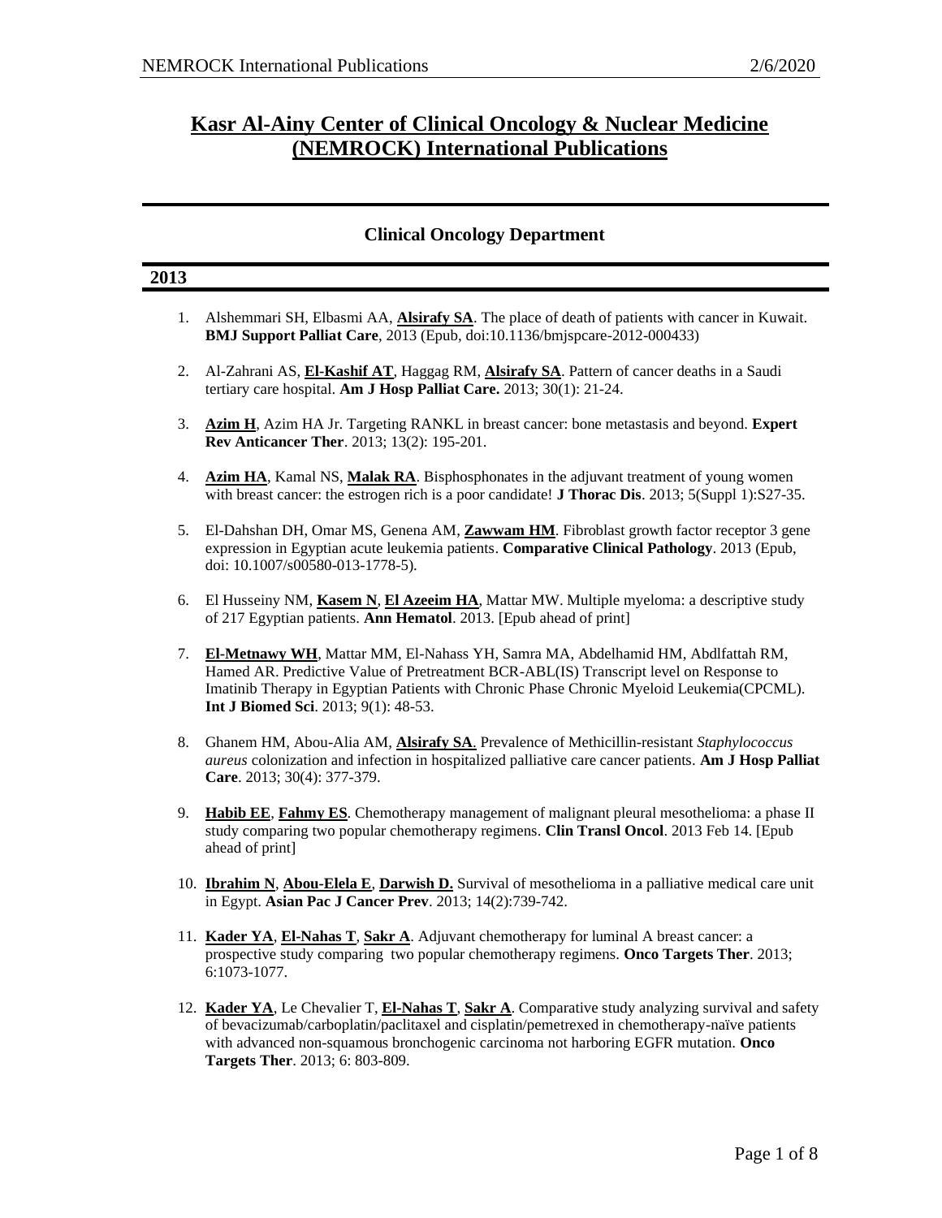# Kasr Al-Ainy Center of Clinical Oncology & Nuclear Medicine (NEMROCK) International Publications

## Clinical Oncology Department

### 2013

1. Alshemmari SH, Elbasmi AA, **Alsirafy SA**. The place of death of patients with cancer in Kuwait. **BMJ Support Palliat Care**, 2013 (Epub, doi:10.1136/bmjspcare-2012-000433)

2. Al-Zahrani AS, **El-Kashif AT**, Haggag RM, **Alsirafy SA**. Pattern of cancer deaths in a Saudi tertiary care hospital. **Am J Hosp Palliat Care.** 2013; 30(1): 21-24.

3. **Azim H**, Azim HA Jr. Targeting RANKL in breast cancer: bone metastasis and beyond. **Expert Rev Anticancer Ther**. 2013; 13(2): 195-201.

4. **Azim HA**, Kamal NS, **Malak RA**. Bisphosphonates in the adjuvant treatment of young women with breast cancer: the estrogen rich is a poor candidate! **J Thorac Dis**. 2013; 5(Suppl 1):S27-35.

5. El-Dahshan DH, Omar MS, Genena AM, **Zawwam HM**. Fibroblast growth factor receptor 3 gene expression in Egyptian acute leukemia patients. **Comparative Clinical Pathology**. 2013 (Epub, doi: 10.1007/s00580-013-1778-5).

6. El Husseiny NM, **Kasem N**, **El Azeeim HA**, Mattar MW. Multiple myeloma: a descriptive study of 217 Egyptian patients. **Ann Hematol**. 2013. [Epub ahead of print]

7. **El-Metnawy WH**, Mattar MM, El-Nahass YH, Samra MA, Abdelhamid HM, Abdlfattah RM, Hamed AR. Predictive Value of Pretreatment BCR-ABL(IS) Transcript level on Response to Imatinib Therapy in Egyptian Patients with Chronic Phase Chronic Myeloid Leukemia(CPCML). **Int J Biomed Sci**. 2013; 9(1): 48-53.

8. Ghanem HM, Abou-Alia AM, **Alsirafy SA**. Prevalence of Methicillin-resistant *Staphylococcus aureus* colonization and infection in hospitalized palliative care cancer patients. **Am J Hosp Palliat Care**. 2013; 30(4): 377-379.

9. **Habib EE**, **Fahmy ES**. Chemotherapy management of malignant pleural mesothelioma: a phase II study comparing two popular chemotherapy regimens. **Clin Transl Oncol**. 2013 Feb 14. [Epub ahead of print]

10. **Ibrahim N**, **Abou-Elela E**, **Darwish D.** Survival of mesothelioma in a palliative medical care unit in Egypt. **Asian Pac J Cancer Prev**. 2013; 14(2):739-742.

11. **Kader YA**, **El-Nahas T**, **Sakr A**. Adjuvant chemotherapy for luminal A breast cancer: a prospective study comparing two popular chemotherapy regimens. **Onco Targets Ther**. 2013; 6:1073-1077.

12. **Kader YA**, Le Chevalier T, **El-Nahas T**, **Sakr A**. Comparative study analyzing survival and safety of bevacizumab/carboplatin/paclitaxel and cisplatin/pemetrexed in chemotherapy-naïve patients with advanced non-squamous bronchogenic carcinoma not harboring EGFR mutation. **Onco Targets Ther**. 2013; 6: 803-809.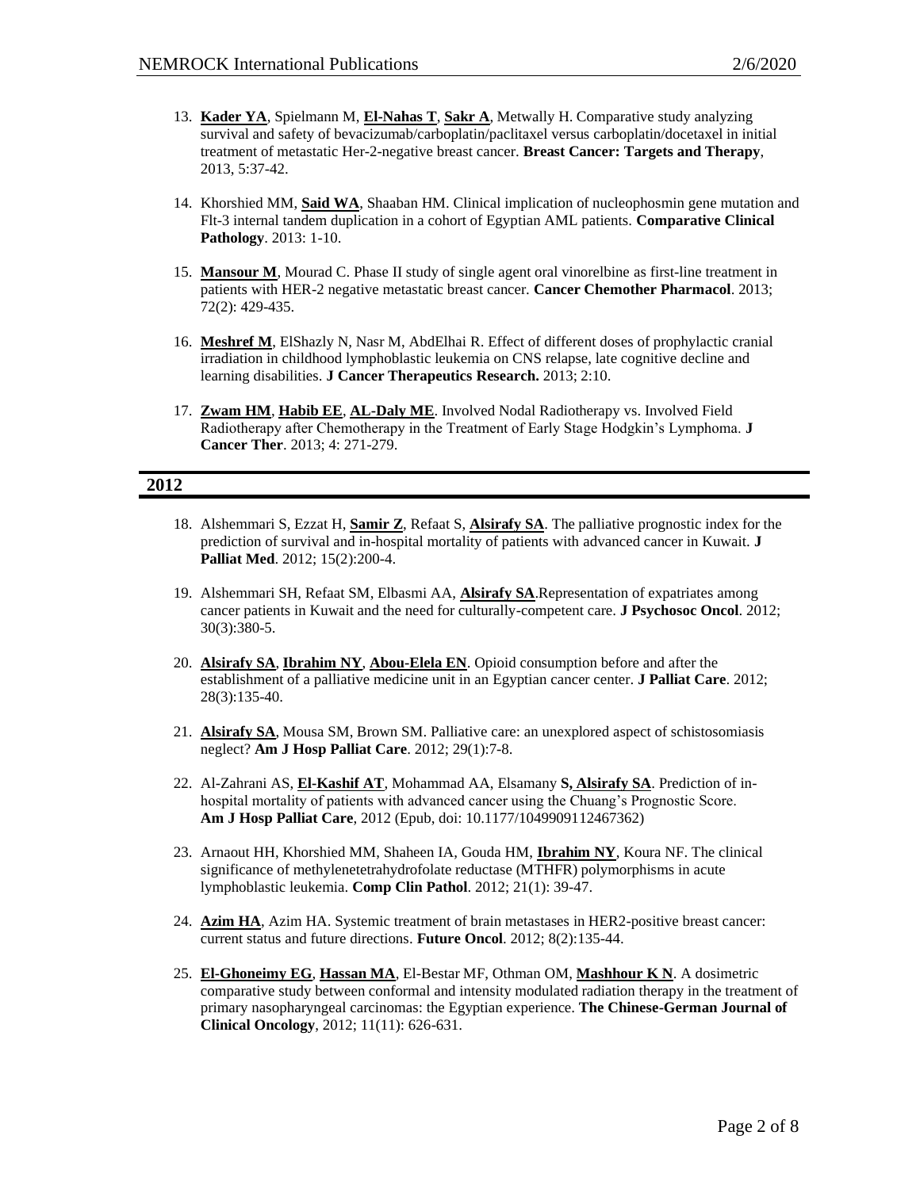13. **Kader YA**, Spielmann M, **El-Nahas T**, **Sakr A**, Metwally H. Comparative study analyzing survival and safety of bevacizumab/carboplatin/paclitaxel versus carboplatin/docetaxel in initial treatment of metastatic Her-2-negative breast cancer. **Breast Cancer: Targets and Therapy**, 2013, 5:37-42.

14. Khorshied MM, **Said WA**, Shaaban HM. Clinical implication of nucleophosmin gene mutation and Flt-3 internal tandem duplication in a cohort of Egyptian AML patients. **Comparative Clinical Pathology**. 2013: 1-10.

15. **Mansour M**, Mourad C. Phase II study of single agent oral vinorelbine as first-line treatment in patients with HER-2 negative metastatic breast cancer. **Cancer Chemother Pharmacol**. 2013; 72(2): 429-435.

16. **Meshref M**, ElShazly N, Nasr M, AbdElhai R. Effect of different doses of prophylactic cranial irradiation in childhood lymphoblastic leukemia on CNS relapse, late cognitive decline and learning disabilities. **J Cancer Therapeutics Research.** 2013; 2:10.

17. **Zwam HM**, **Habib EE**, **AL-Daly ME**. Involved Nodal Radiotherapy vs. Involved Field Radiotherapy after Chemotherapy in the Treatment of Early Stage Hodgkin's Lymphoma. **J Cancer Ther**. 2013; 4: 271-279.

## 2012

18. Alshemmari S, Ezzat H, **Samir Z**, Refaat S, **Alsirafy SA**. The palliative prognostic index for the prediction of survival and in-hospital mortality of patients with advanced cancer in Kuwait. **J Palliat Med**. 2012; 15(2):200-4.

19. Alshemmari SH, Refaat SM, Elbasmi AA, **Alsirafy SA**.Representation of expatriates among cancer patients in Kuwait and the need for culturally-competent care. **J Psychosoc Oncol**. 2012; 30(3):380-5.

20. **Alsirafy SA**, **Ibrahim NY**, **Abou-Elela EN**. Opioid consumption before and after the establishment of a palliative medicine unit in an Egyptian cancer center. **J Palliat Care**. 2012; 28(3):135-40.

21. **Alsirafy SA**, Mousa SM, Brown SM. Palliative care: an unexplored aspect of schistosomiasis neglect? **Am J Hosp Palliat Care**. 2012; 29(1):7-8.

22. Al-Zahrani AS, **El-Kashif AT**, Mohammad AA, Elsamany **S, Alsirafy SA**. Prediction of in-hospital mortality of patients with advanced cancer using the Chuang's Prognostic Score. **Am J Hosp Palliat Care**, 2012 (Epub, doi: 10.1177/1049909112467362)

23. Arnaout HH, Khorshied MM, Shaheen IA, Gouda HM, **Ibrahim NY**, Koura NF. The clinical significance of methylenetetrahydrofolate reductase (MTHFR) polymorphisms in acute lymphoblastic leukemia. **Comp Clin Pathol**. 2012; 21(1): 39-47.

24. **Azim HA**, Azim HA. Systemic treatment of brain metastases in HER2-positive breast cancer: current status and future directions. **Future Oncol**. 2012; 8(2):135-44.

25. **El-Ghoneimy EG**, **Hassan MA**, El-Bestar MF, Othman OM, **Mashhour K N**. A dosimetric comparative study between conformal and intensity modulated radiation therapy in the treatment of primary nasopharyngeal carcinomas: the Egyptian experience. **The Chinese-German Journal of Clinical Oncology**, 2012; 11(11): 626-631.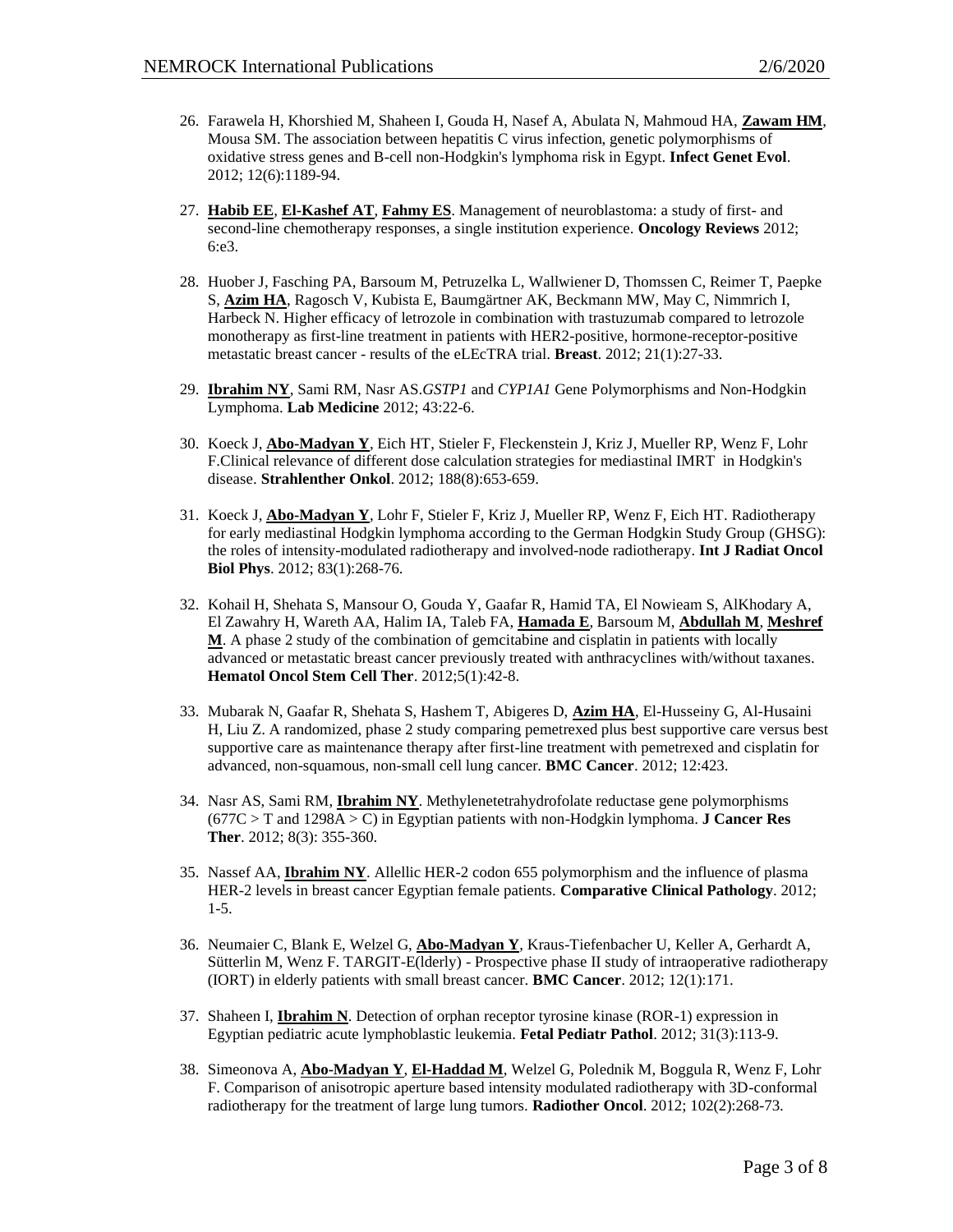26. Farawela H, Khorshied M, Shaheen I, Gouda H, Nasef A, Abulata N, Mahmoud HA, **Zawam HM**, Mousa SM. The association between hepatitis C virus infection, genetic polymorphisms of oxidative stress genes and B-cell non-Hodgkin's lymphoma risk in Egypt. **Infect Genet Evol**. 2012; 12(6):1189-94.

27. **Habib EE**, **El-Kashef AT**, **Fahmy ES**. Management of neuroblastoma: a study of first- and second-line chemotherapy responses, a single institution experience. **Oncology Reviews** 2012; 6:e3.

28. Huober J, Fasching PA, Barsoum M, Petruzelka L, Wallwiener D, Thomssen C, Reimer T, Paepke S, **Azim HA**, Ragosch V, Kubista E, Baumgärtner AK, Beckmann MW, May C, Nimmrich I, Harbeck N. Higher efficacy of letrozole in combination with trastuzumab compared to letrozole monotherapy as first-line treatment in patients with HER2-positive, hormone-receptor-positive metastatic breast cancer - results of the eLEcTRA trial. **Breast**. 2012; 21(1):27-33.

29. **Ibrahim NY**, Sami RM, Nasr AS.*GSTP1* and *CYP1A1* Gene Polymorphisms and Non-Hodgkin Lymphoma. **Lab Medicine** 2012; 43:22-6.

30. Koeck J, **Abo-Madyan Y**, Eich HT, Stieler F, Fleckenstein J, Kriz J, Mueller RP, Wenz F, Lohr F.Clinical relevance of different dose calculation strategies for mediastinal IMRT in Hodgkin's disease. **Strahlenther Onkol**. 2012; 188(8):653-659.

31. Koeck J, **Abo-Madyan Y**, Lohr F, Stieler F, Kriz J, Mueller RP, Wenz F, Eich HT. Radiotherapy for early mediastinal Hodgkin lymphoma according to the German Hodgkin Study Group (GHSG): the roles of intensity-modulated radiotherapy and involved-node radiotherapy. **Int J Radiat Oncol Biol Phys**. 2012; 83(1):268-76.

32. Kohail H, Shehata S, Mansour O, Gouda Y, Gaafar R, Hamid TA, El Nowieam S, AlKhodary A, El Zawahry H, Wareth AA, Halim IA, Taleb FA, **Hamada E**, Barsoum M, **Abdullah M**, **Meshref M**. A phase 2 study of the combination of gemcitabine and cisplatin in patients with locally advanced or metastatic breast cancer previously treated with anthracyclines with/without taxanes. **Hematol Oncol Stem Cell Ther**. 2012;5(1):42-8.

33. Mubarak N, Gaafar R, Shehata S, Hashem T, Abigeres D, **Azim HA**, El-Husseiny G, Al-Husaini H, Liu Z. A randomized, phase 2 study comparing pemetrexed plus best supportive care versus best supportive care as maintenance therapy after first-line treatment with pemetrexed and cisplatin for advanced, non-squamous, non-small cell lung cancer. **BMC Cancer**. 2012; 12:423.

34. Nasr AS, Sami RM, **Ibrahim NY**. Methylenetetrahydrofolate reductase gene polymorphisms (677C > T and 1298A > C) in Egyptian patients with non-Hodgkin lymphoma. **J Cancer Res Ther**. 2012; 8(3): 355-360.

35. Nassef AA, **Ibrahim NY**. Allellic HER-2 codon 655 polymorphism and the influence of plasma HER-2 levels in breast cancer Egyptian female patients. **Comparative Clinical Pathology**. 2012; 1-5.

36. Neumaier C, Blank E, Welzel G, **Abo-Madyan Y**, Kraus-Tiefenbacher U, Keller A, Gerhardt A, Sütterlin M, Wenz F. TARGIT-E(lderly) - Prospective phase II study of intraoperative radiotherapy (IORT) in elderly patients with small breast cancer. **BMC Cancer**. 2012; 12(1):171.

37. Shaheen I, **Ibrahim N**. Detection of orphan receptor tyrosine kinase (ROR-1) expression in Egyptian pediatric acute lymphoblastic leukemia. **Fetal Pediatr Pathol**. 2012; 31(3):113-9.

38. Simeonova A, **Abo-Madyan Y**, **El-Haddad M**, Welzel G, Polednik M, Boggula R, Wenz F, Lohr F. Comparison of anisotropic aperture based intensity modulated radiotherapy with 3D-conformal radiotherapy for the treatment of large lung tumors. **Radiother Oncol**. 2012; 102(2):268-73.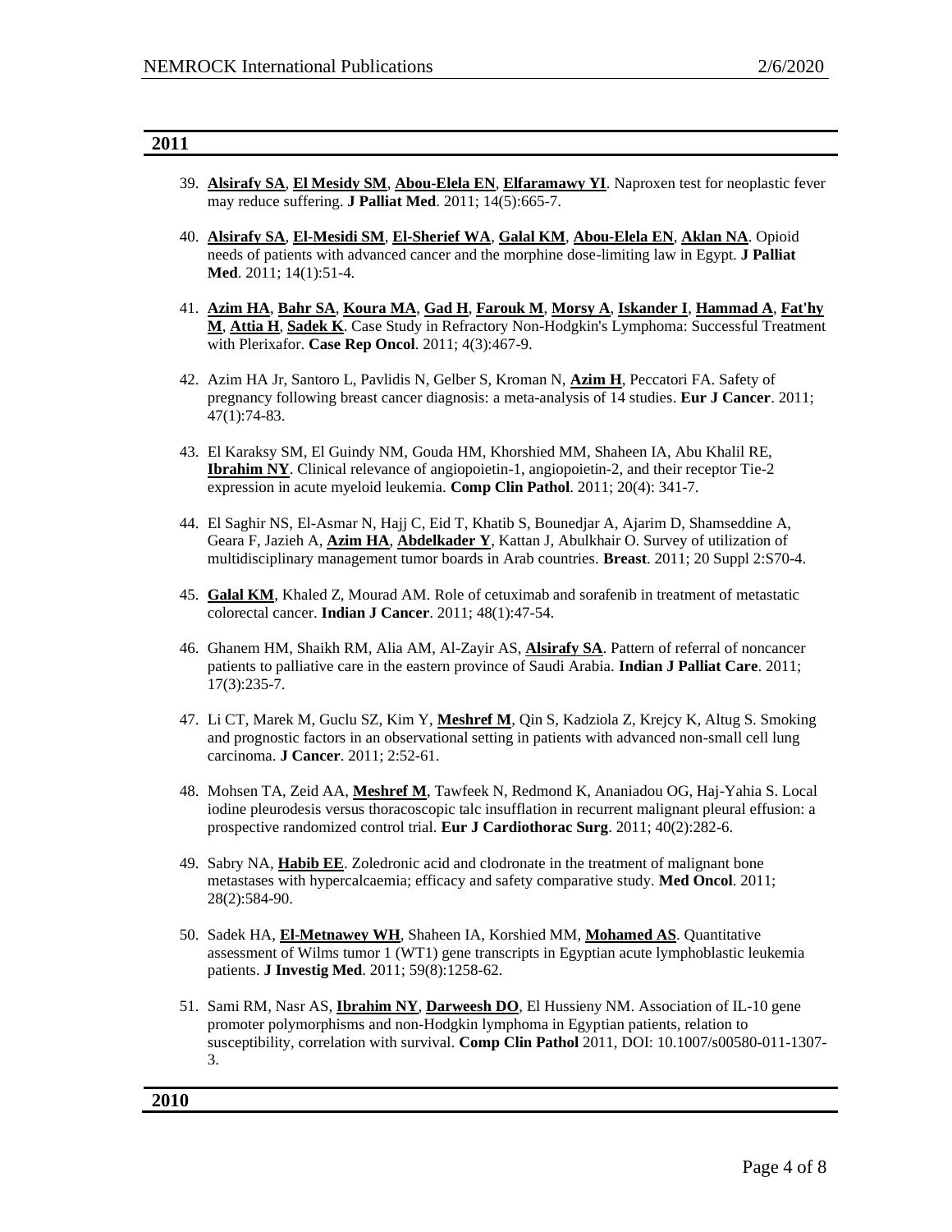## 2011

39. **Alsirafy SA**, **El Mesidy SM**, **Abou-Elela EN**, **Elfaramawy YI**. Naproxen test for neoplastic fever may reduce suffering. **J Palliat Med**. 2011; 14(5):665-7.

40. **Alsirafy SA**, **El-Mesidi SM**, **El-Sherief WA**, **Galal KM**, **Abou-Elela EN**, **Aklan NA**. Opioid needs of patients with advanced cancer and the morphine dose-limiting law in Egypt. **J Palliat Med**. 2011; 14(1):51-4.

41. **Azim HA**, **Bahr SA**, **Koura MA**, **Gad H**, **Farouk M**, **Morsy A**, **Iskander I**, **Hammad A**, **Fat'hy M**, **Attia H**, **Sadek K**. Case Study in Refractory Non-Hodgkin's Lymphoma: Successful Treatment with Plerixafor. **Case Rep Oncol**. 2011; 4(3):467-9.

42. Azim HA Jr, Santoro L, Pavlidis N, Gelber S, Kroman N, **Azim H**, Peccatori FA. Safety of pregnancy following breast cancer diagnosis: a meta-analysis of 14 studies. **Eur J Cancer**. 2011; 47(1):74-83.

43. El Karaksy SM, El Guindy NM, Gouda HM, Khorshied MM, Shaheen IA, Abu Khalil RE, **Ibrahim NY**. Clinical relevance of angiopoietin-1, angiopoietin-2, and their receptor Tie-2 expression in acute myeloid leukemia. **Comp Clin Pathol**. 2011; 20(4): 341-7.

44. El Saghir NS, El-Asmar N, Hajj C, Eid T, Khatib S, Bounedjar A, Ajarim D, Shamseddine A, Geara F, Jazieh A, **Azim HA**, **Abdelkader Y**, Kattan J, Abulkhair O. Survey of utilization of multidisciplinary management tumor boards in Arab countries. **Breast**. 2011; 20 Suppl 2:S70-4.

45. **Galal KM**, Khaled Z, Mourad AM. Role of cetuximab and sorafenib in treatment of metastatic colorectal cancer. **Indian J Cancer**. 2011; 48(1):47-54.

46. Ghanem HM, Shaikh RM, Alia AM, Al-Zayir AS, **Alsirafy SA**. Pattern of referral of noncancer patients to palliative care in the eastern province of Saudi Arabia. **Indian J Palliat Care**. 2011; 17(3):235-7.

47. Li CT, Marek M, Guclu SZ, Kim Y, **Meshref M**, Qin S, Kadziola Z, Krejcy K, Altug S. Smoking and prognostic factors in an observational setting in patients with advanced non-small cell lung carcinoma. **J Cancer**. 2011; 2:52-61.

48. Mohsen TA, Zeid AA, **Meshref M**, Tawfeek N, Redmond K, Ananiadou OG, Haj-Yahia S. Local iodine pleurodesis versus thoracoscopic talc insufflation in recurrent malignant pleural effusion: a prospective randomized control trial. **Eur J Cardiothorac Surg**. 2011; 40(2):282-6.

49. Sabry NA, **Habib EE**. Zoledronic acid and clodronate in the treatment of malignant bone metastases with hypercalcaemia; efficacy and safety comparative study. **Med Oncol**. 2011; 28(2):584-90.

50. Sadek HA, **El-Metnawey WH**, Shaheen IA, Korshied MM, **Mohamed AS**. Quantitative assessment of Wilms tumor 1 (WT1) gene transcripts in Egyptian acute lymphoblastic leukemia patients. **J Investig Med**. 2011; 59(8):1258-62.

51. Sami RM, Nasr AS, **Ibrahim NY**, **Darweesh DO**, El Hussieny NM. Association of IL-10 gene promoter polymorphisms and non-Hodgkin lymphoma in Egyptian patients, relation to susceptibility, correlation with survival. **Comp Clin Pathol** 2011, DOI: 10.1007/s00580-011-1307-3.

## 2010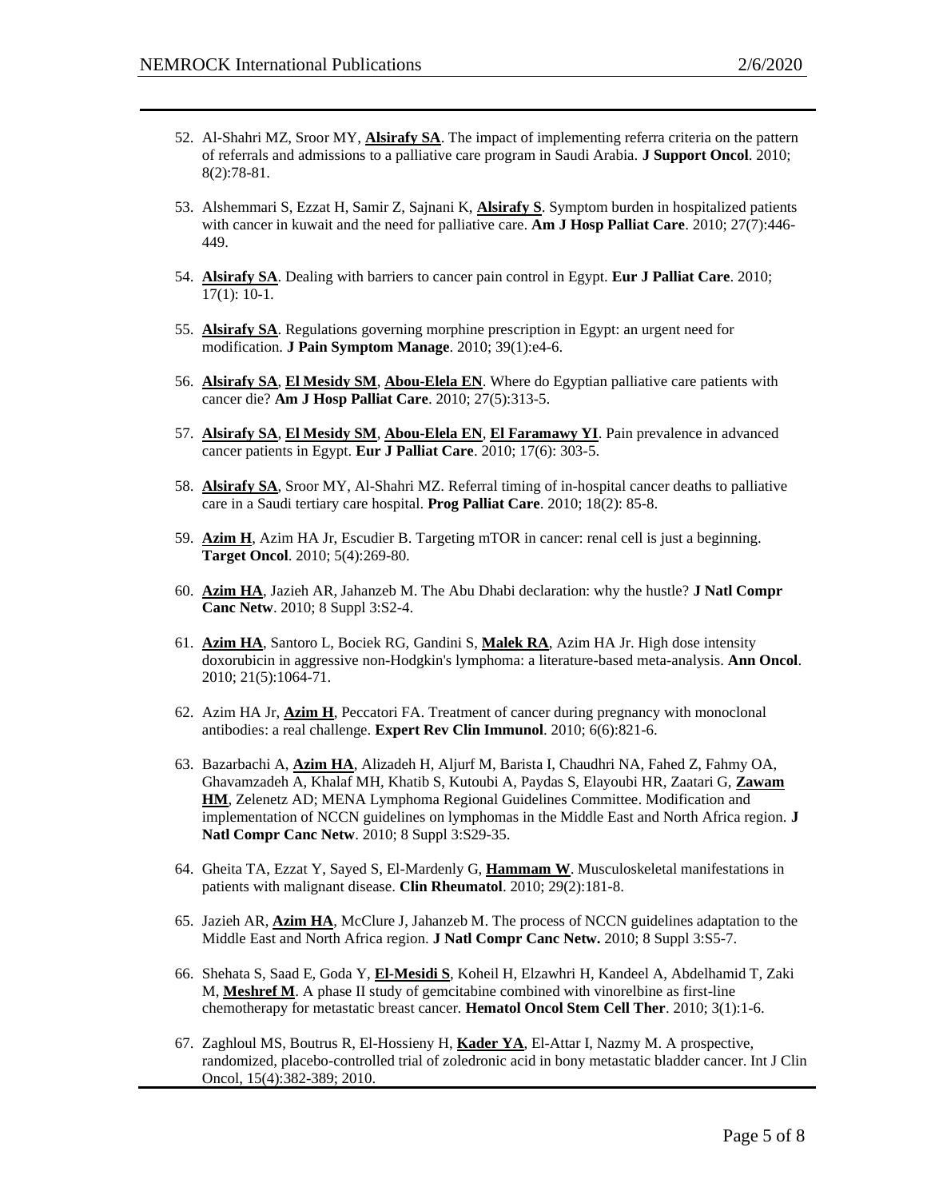52. Al-Shahri MZ, Sroor MY, **Alsirafy SA**. The impact of implementing referra criteria on the pattern of referrals and admissions to a palliative care program in Saudi Arabia. **J Support Oncol**. 2010; 8(2):78-81.

53. Alshemmari S, Ezzat H, Samir Z, Sajnani K, **Alsirafy S**. Symptom burden in hospitalized patients with cancer in kuwait and the need for palliative care. **Am J Hosp Palliat Care**. 2010; 27(7):446-449.

54. **Alsirafy SA**. Dealing with barriers to cancer pain control in Egypt. **Eur J Palliat Care**. 2010; 17(1): 10-1.

55. **Alsirafy SA**. Regulations governing morphine prescription in Egypt: an urgent need for modification. **J Pain Symptom Manage**. 2010; 39(1):e4-6.

56. **Alsirafy SA**, **El Mesidy SM**, **Abou-Elela EN**. Where do Egyptian palliative care patients with cancer die? **Am J Hosp Palliat Care**. 2010; 27(5):313-5.

57. **Alsirafy SA**, **El Mesidy SM**, **Abou-Elela EN**, **El Faramawy YI**. Pain prevalence in advanced cancer patients in Egypt. **Eur J Palliat Care**. 2010; 17(6): 303-5.

58. **Alsirafy SA**, Sroor MY, Al-Shahri MZ. Referral timing of in-hospital cancer deaths to palliative care in a Saudi tertiary care hospital. **Prog Palliat Care**. 2010; 18(2): 85-8.

59. **Azim H**, Azim HA Jr, Escudier B. Targeting mTOR in cancer: renal cell is just a beginning. **Target Oncol**. 2010; 5(4):269-80.

60. **Azim HA**, Jazieh AR, Jahanzeb M. The Abu Dhabi declaration: why the hustle? **J Natl Compr Canc Netw**. 2010; 8 Suppl 3:S2-4.

61. **Azim HA**, Santoro L, Bociek RG, Gandini S, **Malek RA**, Azim HA Jr. High dose intensity doxorubicin in aggressive non-Hodgkin's lymphoma: a literature-based meta-analysis. **Ann Oncol**. 2010; 21(5):1064-71.

62. Azim HA Jr, **Azim H**, Peccatori FA. Treatment of cancer during pregnancy with monoclonal antibodies: a real challenge. **Expert Rev Clin Immunol**. 2010; 6(6):821-6.

63. Bazarbachi A, **Azim HA**, Alizadeh H, Aljurf M, Barista I, Chaudhri NA, Fahed Z, Fahmy OA, Ghavamzadeh A, Khalaf MH, Khatib S, Kutoubi A, Paydas S, Elayoubi HR, Zaatari G, **Zawam HM**, Zelenetz AD; MENA Lymphoma Regional Guidelines Committee. Modification and implementation of NCCN guidelines on lymphomas in the Middle East and North Africa region. **J Natl Compr Canc Netw**. 2010; 8 Suppl 3:S29-35.

64. Gheita TA, Ezzat Y, Sayed S, El-Mardenly G, **Hammam W**. Musculoskeletal manifestations in patients with malignant disease. **Clin Rheumatol**. 2010; 29(2):181-8.

65. Jazieh AR, **Azim HA**, McClure J, Jahanzeb M. The process of NCCN guidelines adaptation to the Middle East and North Africa region. **J Natl Compr Canc Netw.** 2010; 8 Suppl 3:S5-7.

66. Shehata S, Saad E, Goda Y, **El-Mesidi S**, Koheil H, Elzawhri H, Kandeel A, Abdelhamid T, Zaki M, **Meshref M**. A phase II study of gemcitabine combined with vinorelbine as first-line chemotherapy for metastatic breast cancer. **Hematol Oncol Stem Cell Ther**. 2010; 3(1):1-6.

67. Zaghloul MS, Boutrus R, El-Hossieny H, **Kader YA**, El-Attar I, Nazmy M. A prospective, randomized, placebo-controlled trial of zoledronic acid in bony metastatic bladder cancer. Int J Clin Oncol, 15(4):382-389; 2010.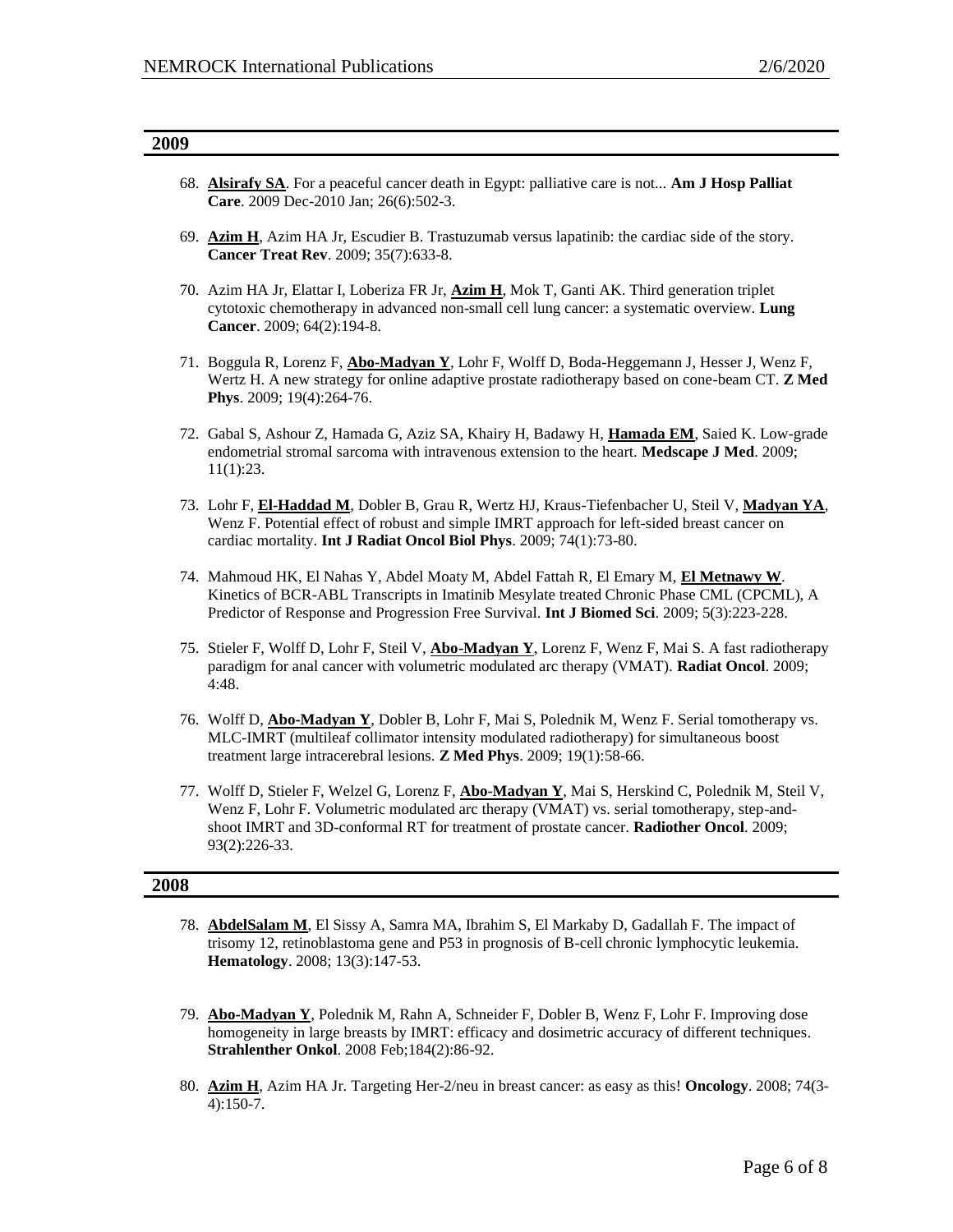## 2009

68. **Alsirafy SA**. For a peaceful cancer death in Egypt: palliative care is not... **Am J Hosp Palliat Care**. 2009 Dec-2010 Jan; 26(6):502-3.

69. **Azim H**, Azim HA Jr, Escudier B. Trastuzumab versus lapatinib: the cardiac side of the story. **Cancer Treat Rev**. 2009; 35(7):633-8.

70. Azim HA Jr, Elattar I, Loberiza FR Jr, **Azim H**, Mok T, Ganti AK. Third generation triplet cytotoxic chemotherapy in advanced non-small cell lung cancer: a systematic overview. **Lung Cancer**. 2009; 64(2):194-8.

71. Boggula R, Lorenz F, **Abo-Madyan Y**, Lohr F, Wolff D, Boda-Heggemann J, Hesser J, Wenz F, Wertz H. A new strategy for online adaptive prostate radiotherapy based on cone-beam CT. **Z Med Phys**. 2009; 19(4):264-76.

72. Gabal S, Ashour Z, Hamada G, Aziz SA, Khairy H, Badawy H, **Hamada EM**, Saied K. Low-grade endometrial stromal sarcoma with intravenous extension to the heart. **Medscape J Med**. 2009; 11(1):23.

73. Lohr F, **El-Haddad M**, Dobler B, Grau R, Wertz HJ, Kraus-Tiefenbacher U, Steil V, **Madyan YA**, Wenz F. Potential effect of robust and simple IMRT approach for left-sided breast cancer on cardiac mortality. **Int J Radiat Oncol Biol Phys**. 2009; 74(1):73-80.

74. Mahmoud HK, El Nahas Y, Abdel Moaty M, Abdel Fattah R, El Emary M, **El Metnawy W**. Kinetics of BCR-ABL Transcripts in Imatinib Mesylate treated Chronic Phase CML (CPCML), A Predictor of Response and Progression Free Survival. **Int J Biomed Sci**. 2009; 5(3):223-228.

75. Stieler F, Wolff D, Lohr F, Steil V, **Abo-Madyan Y**, Lorenz F, Wenz F, Mai S. A fast radiotherapy paradigm for anal cancer with volumetric modulated arc therapy (VMAT). **Radiat Oncol**. 2009; 4:48.

76. Wolff D, **Abo-Madyan Y**, Dobler B, Lohr F, Mai S, Polednik M, Wenz F. Serial tomotherapy vs. MLC-IMRT (multileaf collimator intensity modulated radiotherapy) for simultaneous boost treatment large intracerebral lesions. **Z Med Phys**. 2009; 19(1):58-66.

77. Wolff D, Stieler F, Welzel G, Lorenz F, **Abo-Madyan Y**, Mai S, Herskind C, Polednik M, Steil V, Wenz F, Lohr F. Volumetric modulated arc therapy (VMAT) vs. serial tomotherapy, step-and-shoot IMRT and 3D-conformal RT for treatment of prostate cancer. **Radiother Oncol**. 2009; 93(2):226-33.

## 2008

78. **AbdelSalam M**, El Sissy A, Samra MA, Ibrahim S, El Markaby D, Gadallah F. The impact of trisomy 12, retinoblastoma gene and P53 in prognosis of B-cell chronic lymphocytic leukemia. **Hematology**. 2008; 13(3):147-53.

79. **Abo-Madyan Y**, Polednik M, Rahn A, Schneider F, Dobler B, Wenz F, Lohr F. Improving dose homogeneity in large breasts by IMRT: efficacy and dosimetric accuracy of different techniques. **Strahlenther Onkol**. 2008 Feb;184(2):86-92.

80. **Azim H**, Azim HA Jr. Targeting Her-2/neu in breast cancer: as easy as this! **Oncology**. 2008; 74(3-4):150-7.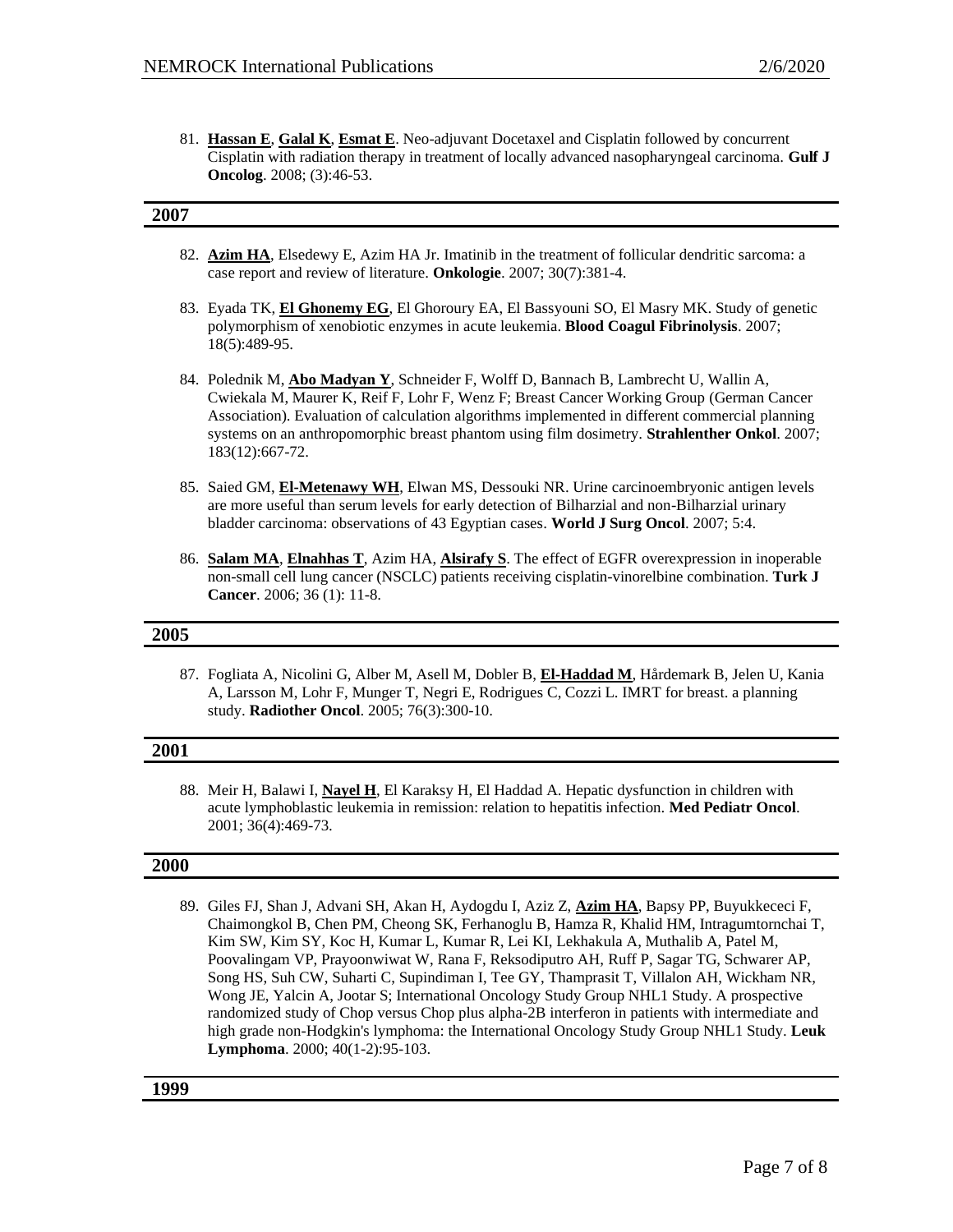81. **Hassan E**, **Galal K**, **Esmat E**. Neo-adjuvant Docetaxel and Cisplatin followed by concurrent Cisplatin with radiation therapy in treatment of locally advanced nasopharyngeal carcinoma. **Gulf J Oncolog**. 2008; (3):46-53.

## 2007

82. **Azim HA**, Elsedewy E, Azim HA Jr. Imatinib in the treatment of follicular dendritic sarcoma: a case report and review of literature. **Onkologie**. 2007; 30(7):381-4.

83. Eyada TK, **El Ghonemy EG**, El Ghoroury EA, El Bassyouni SO, El Masry MK. Study of genetic polymorphism of xenobiotic enzymes in acute leukemia. **Blood Coagul Fibrinolysis**. 2007; 18(5):489-95.

84. Polednik M, **Abo Madyan Y**, Schneider F, Wolff D, Bannach B, Lambrecht U, Wallin A, Cwiekala M, Maurer K, Reif F, Lohr F, Wenz F; Breast Cancer Working Group (German Cancer Association). Evaluation of calculation algorithms implemented in different commercial planning systems on an anthropomorphic breast phantom using film dosimetry. **Strahlenther Onkol**. 2007; 183(12):667-72.

85. Saied GM, **El-Metenawy WH**, Elwan MS, Dessouki NR. Urine carcinoembryonic antigen levels are more useful than serum levels for early detection of Bilharzial and non-Bilharzial urinary bladder carcinoma: observations of 43 Egyptian cases. **World J Surg Oncol**. 2007; 5:4.

86. **Salam MA**, **Elnahhas T**, Azim HA, **Alsirafy S**. The effect of EGFR overexpression in inoperable non-small cell lung cancer (NSCLC) patients receiving cisplatin-vinorelbine combination. **Turk J Cancer**. 2006; 36 (1): 11-8.

## 2005

87. Fogliata A, Nicolini G, Alber M, Asell M, Dobler B, **El-Haddad M**, Hårdemark B, Jelen U, Kania A, Larsson M, Lohr F, Munger T, Negri E, Rodrigues C, Cozzi L. IMRT for breast. a planning study. **Radiother Oncol**. 2005; 76(3):300-10.

## 2001

88. Meir H, Balawi I, **Nayel H**, El Karaksy H, El Haddad A. Hepatic dysfunction in children with acute lymphoblastic leukemia in remission: relation to hepatitis infection. **Med Pediatr Oncol**. 2001; 36(4):469-73.

## 2000

89. Giles FJ, Shan J, Advani SH, Akan H, Aydogdu I, Aziz Z, **Azim HA**, Bapsy PP, Buyukkececi F, Chaimongkol B, Chen PM, Cheong SK, Ferhanoglu B, Hamza R, Khalid HM, Intragumtornchai T, Kim SW, Kim SY, Koc H, Kumar L, Kumar R, Lei KI, Lekhakula A, Muthalib A, Patel M, Poovalingam VP, Prayoonwiwat W, Rana F, Reksodiputro AH, Ruff P, Sagar TG, Schwarer AP, Song HS, Suh CW, Suharti C, Supindiman I, Tee GY, Thamprasit T, Villalon AH, Wickham NR, Wong JE, Yalcin A, Jootar S; International Oncology Study Group NHL1 Study. A prospective randomized study of Chop versus Chop plus alpha-2B interferon in patients with intermediate and high grade non-Hodgkin's lymphoma: the International Oncology Study Group NHL1 Study. **Leuk Lymphoma**. 2000; 40(1-2):95-103.

## 1999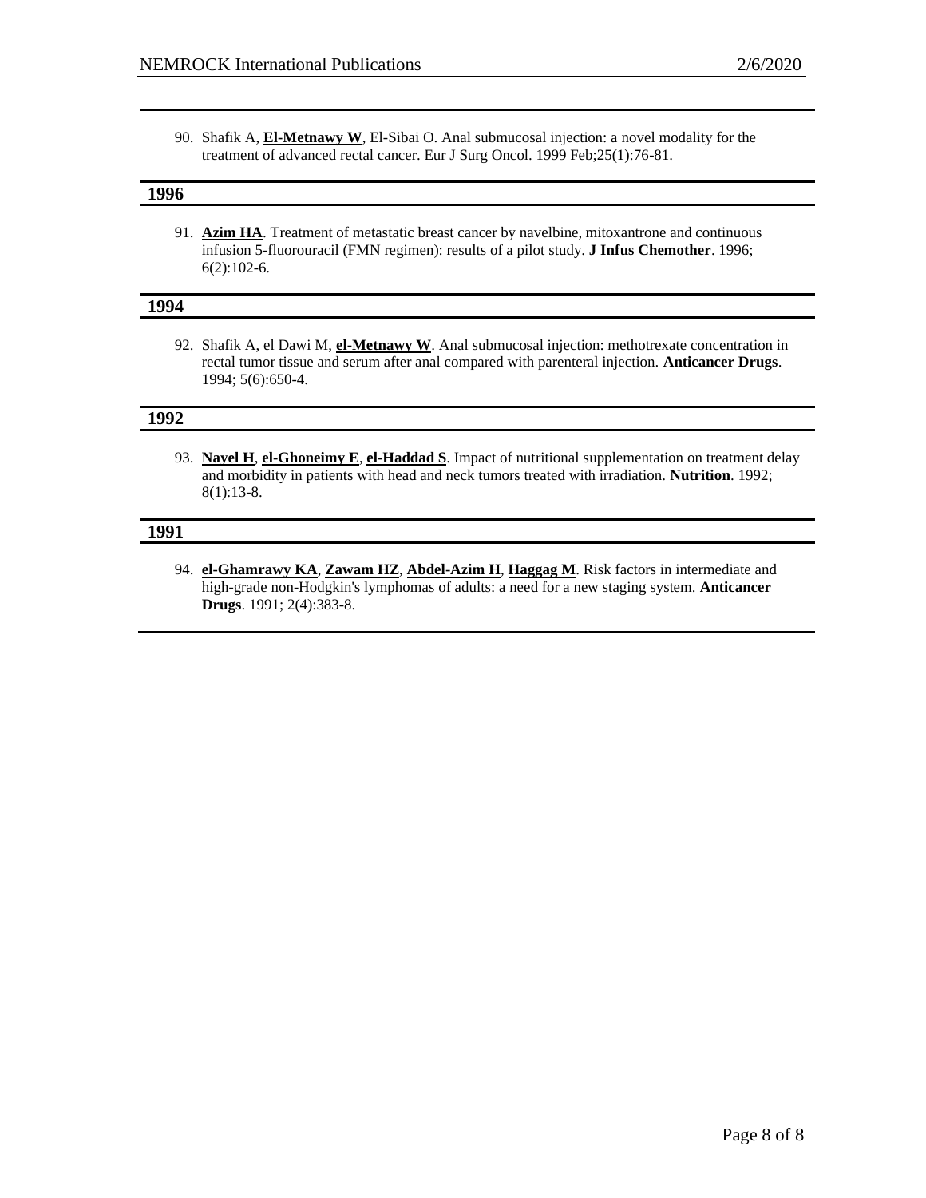90. Shafik A, **El-Metnawy W**, El-Sibai O. Anal submucosal injection: a novel modality for the treatment of advanced rectal cancer. Eur J Surg Oncol. 1999 Feb;25(1):76-81.

## 1996

91. **Azim HA**. Treatment of metastatic breast cancer by navelbine, mitoxantrone and continuous infusion 5-fluorouracil (FMN regimen): results of a pilot study. **J Infus Chemother**. 1996; 6(2):102-6.

## 1994

92. Shafik A, el Dawi M, **el-Metnawy W**. Anal submucosal injection: methotrexate concentration in rectal tumor tissue and serum after anal compared with parenteral injection. **Anticancer Drugs**. 1994; 5(6):650-4.

## 1992

93. **Nayel H**, **el-Ghoneimy E**, **el-Haddad S**. Impact of nutritional supplementation on treatment delay and morbidity in patients with head and neck tumors treated with irradiation. **Nutrition**. 1992; 8(1):13-8.

## 1991

94. **el-Ghamrawy KA**, **Zawam HZ**, **Abdel-Azim H**, **Haggag M**. Risk factors in intermediate and high-grade non-Hodgkin's lymphomas of adults: a need for a new staging system. **Anticancer Drugs**. 1991; 2(4):383-8.